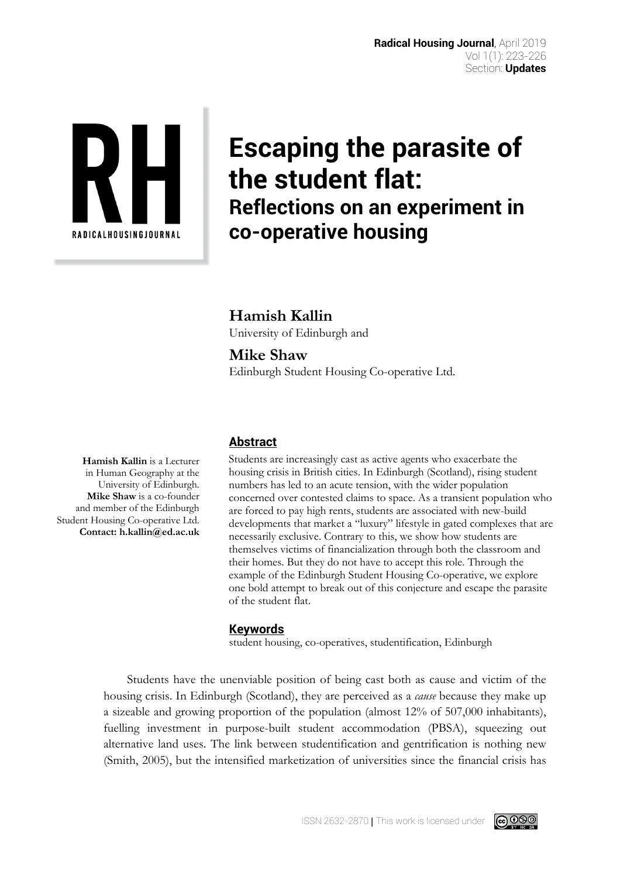# Escaping the parasite of the student flat:

## Reflections on an experiment in co-operative housing

**Hamish Kallin**
University of Edinburgh and

**Mike Shaw**
Edinburgh Student Housing Co-operative Ltd.

**Hamish Kallin** is a Lecturer in Human Geography at the University of Edinburgh. **Mike Shaw** is a co-founder and member of the Edinburgh Student Housing Co-operative Ltd. **Contact: h.kallin@ed.ac.uk**

### Abstract

Students are increasingly cast as active agents who exacerbate the housing crisis in British cities. In Edinburgh (Scotland), rising student numbers has led to an acute tension, with the wider population concerned over contested claims to space. As a transient population who are forced to pay high rents, students are associated with new-build developments that market a "luxury" lifestyle in gated complexes that are necessarily exclusive. Contrary to this, we show how students are themselves victims of financialization through both the classroom and their homes. But they do not have to accept this role. Through the example of the Edinburgh Student Housing Co-operative, we explore one bold attempt to break out of this conjecture and escape the parasite of the student flat.

### Keywords

student housing, co-operatives, studentification, Edinburgh

Students have the unenviable position of being cast both as cause and victim of the housing crisis. In Edinburgh (Scotland), they are perceived as a *cause* because they make up a sizeable and growing proportion of the population (almost 12% of 507,000 inhabitants), fuelling investment in purpose-built student accommodation (PBSA), squeezing out alternative land uses. The link between studentification and gentrification is nothing new (Smith, 2005), but the intensified marketization of universities since the financial crisis has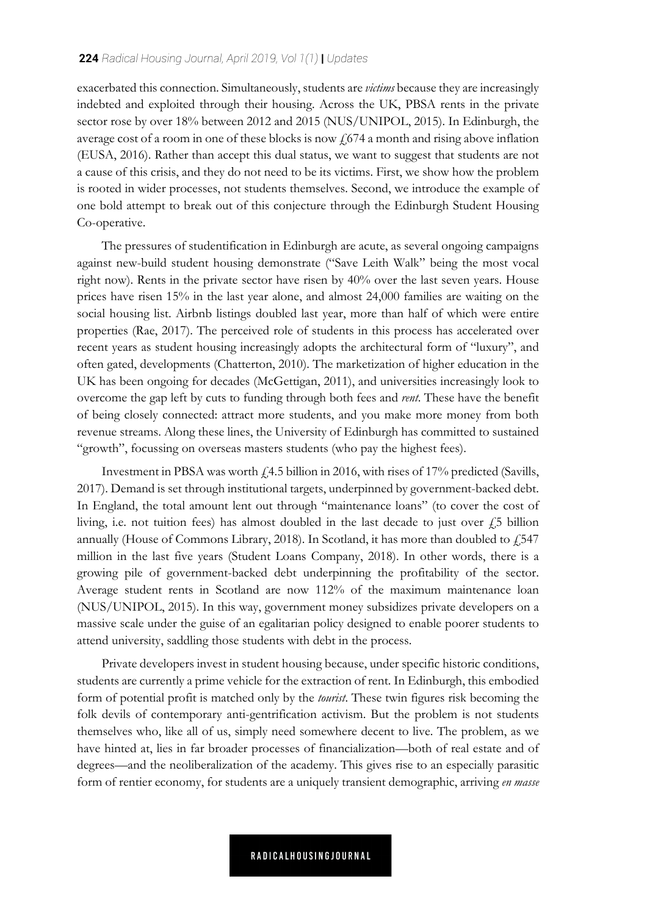exacerbated this connection. Simultaneously, students are *victims* because they are increasingly indebted and exploited through their housing. Across the UK, PBSA rents in the private sector rose by over 18% between 2012 and 2015 (NUS/UNIPOL, 2015). In Edinburgh, the average cost of a room in one of these blocks is now £674 a month and rising above inflation (EUSA, 2016). Rather than accept this dual status, we want to suggest that students are not a cause of this crisis, and they do not need to be its victims. First, we show how the problem is rooted in wider processes, not students themselves. Second, we introduce the example of one bold attempt to break out of this conjecture through the Edinburgh Student Housing Co-operative.

The pressures of studentification in Edinburgh are acute, as several ongoing campaigns against new-build student housing demonstrate ("Save Leith Walk" being the most vocal right now). Rents in the private sector have risen by 40% over the last seven years. House prices have risen 15% in the last year alone, and almost 24,000 families are waiting on the social housing list. Airbnb listings doubled last year, more than half of which were entire properties (Rae, 2017). The perceived role of students in this process has accelerated over recent years as student housing increasingly adopts the architectural form of "luxury", and often gated, developments (Chatterton, 2010). The marketization of higher education in the UK has been ongoing for decades (McGettigan, 2011), and universities increasingly look to overcome the gap left by cuts to funding through both fees and *rent*. These have the benefit of being closely connected: attract more students, and you make more money from both revenue streams. Along these lines, the University of Edinburgh has committed to sustained "growth", focussing on overseas masters students (who pay the highest fees).

Investment in PBSA was worth £4.5 billion in 2016, with rises of 17% predicted (Savills, 2017). Demand is set through institutional targets, underpinned by government-backed debt. In England, the total amount lent out through "maintenance loans" (to cover the cost of living, i.e. not tuition fees) has almost doubled in the last decade to just over £5 billion annually (House of Commons Library, 2018). In Scotland, it has more than doubled to £547 million in the last five years (Student Loans Company, 2018). In other words, there is a growing pile of government-backed debt underpinning the profitability of the sector. Average student rents in Scotland are now 112% of the maximum maintenance loan (NUS/UNIPOL, 2015). In this way, government money subsidizes private developers on a massive scale under the guise of an egalitarian policy designed to enable poorer students to attend university, saddling those students with debt in the process.

Private developers invest in student housing because, under specific historic conditions, students are currently a prime vehicle for the extraction of rent. In Edinburgh, this embodied form of potential profit is matched only by the *tourist*. These twin figures risk becoming the folk devils of contemporary anti-gentrification activism. But the problem is not students themselves who, like all of us, simply need somewhere decent to live. The problem, as we have hinted at, lies in far broader processes of financialization—both of real estate and of degrees—and the neoliberalization of the academy. This gives rise to an especially parasitic form of rentier economy, for students are a uniquely transient demographic, arriving *en masse*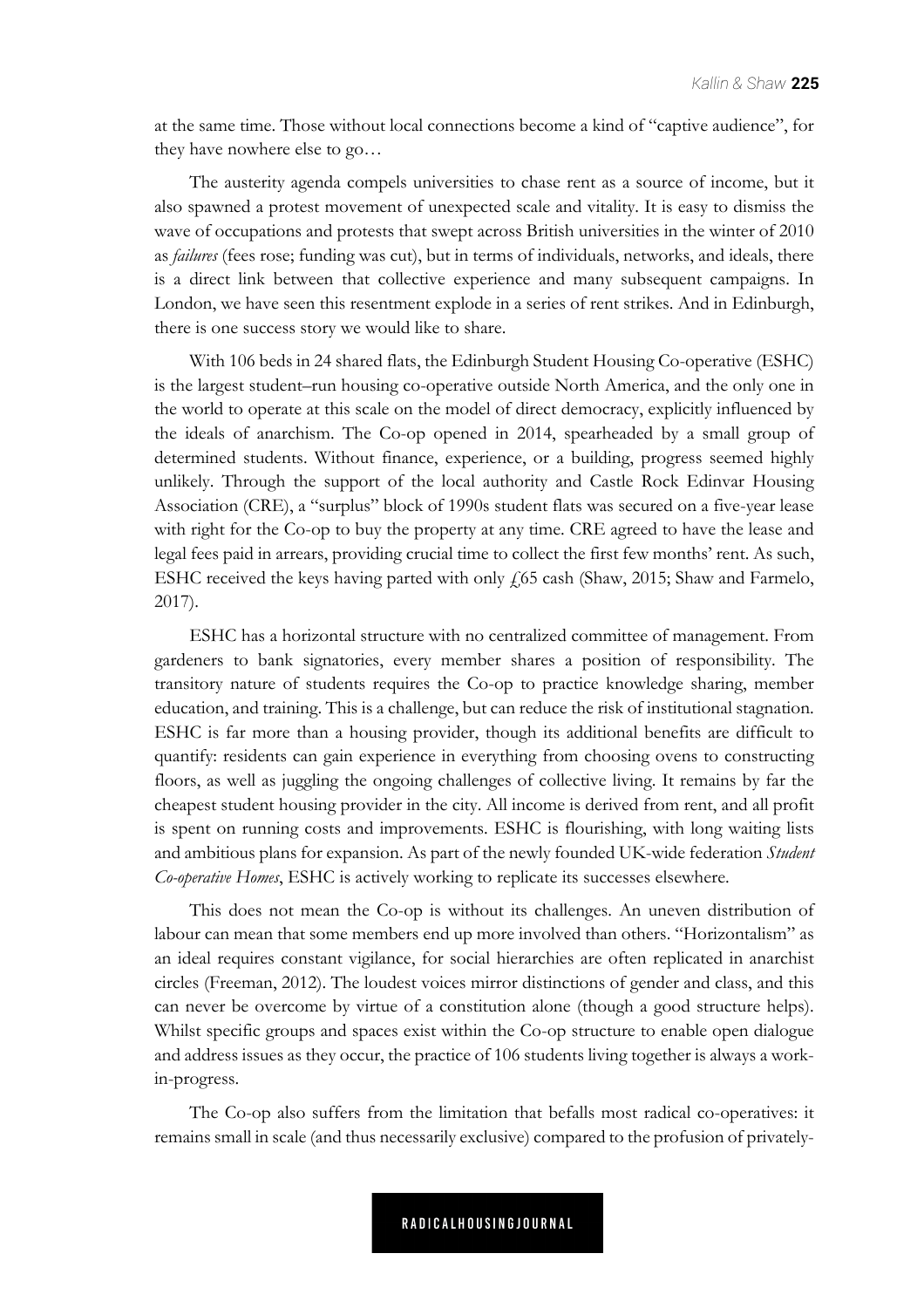at the same time. Those without local connections become a kind of "captive audience", for they have nowhere else to go…

The austerity agenda compels universities to chase rent as a source of income, but it also spawned a protest movement of unexpected scale and vitality. It is easy to dismiss the wave of occupations and protests that swept across British universities in the winter of 2010 as *failures* (fees rose; funding was cut), but in terms of individuals, networks, and ideals, there is a direct link between that collective experience and many subsequent campaigns. In London, we have seen this resentment explode in a series of rent strikes. And in Edinburgh, there is one success story we would like to share.

With 106 beds in 24 shared flats, the Edinburgh Student Housing Co-operative (ESHC) is the largest student–run housing co-operative outside North America, and the only one in the world to operate at this scale on the model of direct democracy, explicitly influenced by the ideals of anarchism. The Co-op opened in 2014, spearheaded by a small group of determined students. Without finance, experience, or a building, progress seemed highly unlikely. Through the support of the local authority and Castle Rock Edinvar Housing Association (CRE), a "surplus" block of 1990s student flats was secured on a five-year lease with right for the Co-op to buy the property at any time. CRE agreed to have the lease and legal fees paid in arrears, providing crucial time to collect the first few months' rent. As such, ESHC received the keys having parted with only £65 cash (Shaw, 2015; Shaw and Farmelo, 2017).

ESHC has a horizontal structure with no centralized committee of management. From gardeners to bank signatories, every member shares a position of responsibility. The transitory nature of students requires the Co-op to practice knowledge sharing, member education, and training. This is a challenge, but can reduce the risk of institutional stagnation. ESHC is far more than a housing provider, though its additional benefits are difficult to quantify: residents can gain experience in everything from choosing ovens to constructing floors, as well as juggling the ongoing challenges of collective living. It remains by far the cheapest student housing provider in the city. All income is derived from rent, and all profit is spent on running costs and improvements. ESHC is flourishing, with long waiting lists and ambitious plans for expansion. As part of the newly founded UK-wide federation *Student Co-operative Homes*, ESHC is actively working to replicate its successes elsewhere.

This does not mean the Co-op is without its challenges. An uneven distribution of labour can mean that some members end up more involved than others. "Horizontalism" as an ideal requires constant vigilance, for social hierarchies are often replicated in anarchist circles (Freeman, 2012). The loudest voices mirror distinctions of gender and class, and this can never be overcome by virtue of a constitution alone (though a good structure helps). Whilst specific groups and spaces exist within the Co-op structure to enable open dialogue and address issues as they occur, the practice of 106 students living together is always a work-in-progress.

The Co-op also suffers from the limitation that befalls most radical co-operatives: it remains small in scale (and thus necessarily exclusive) compared to the profusion of privately-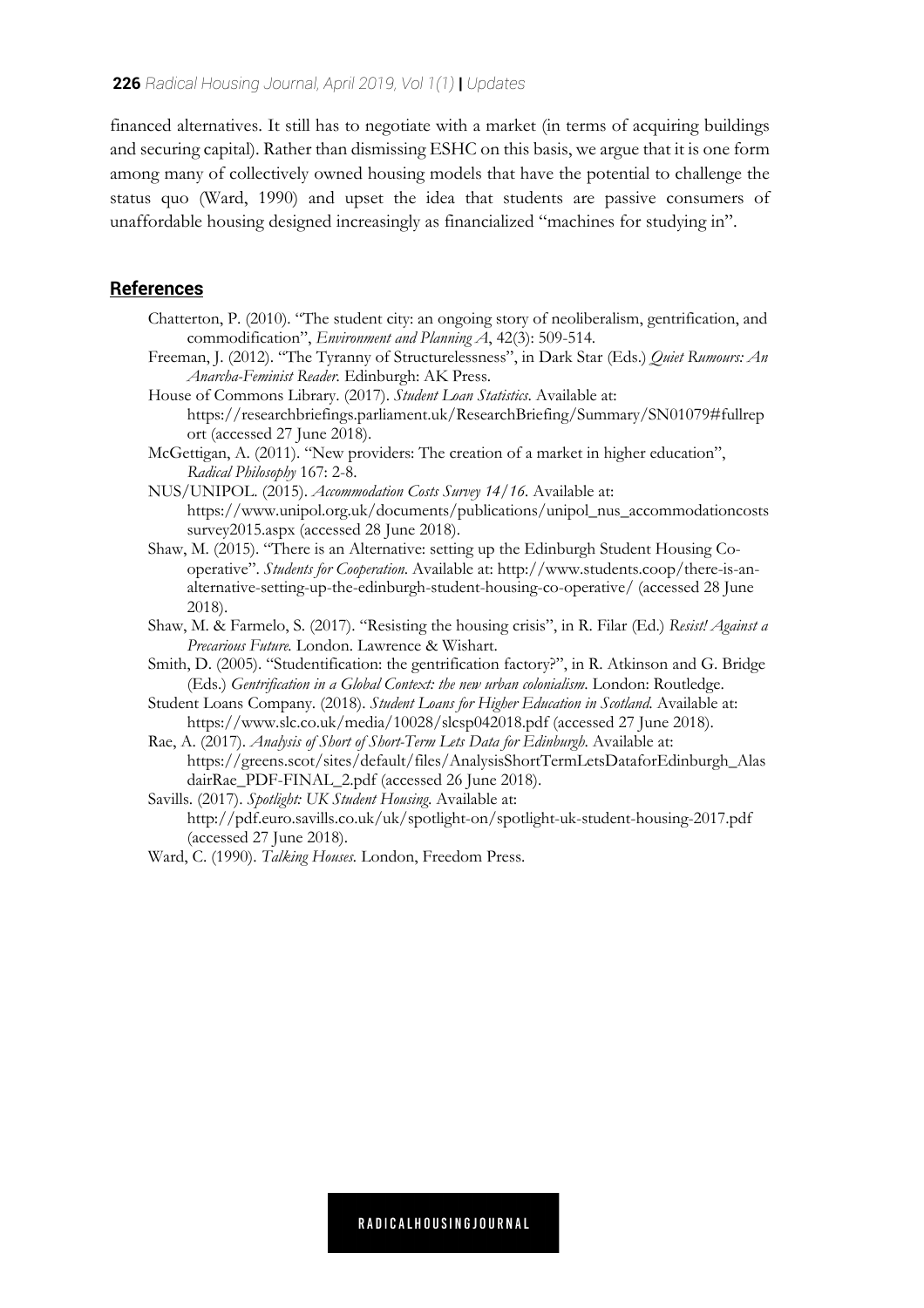financed alternatives. It still has to negotiate with a market (in terms of acquiring buildings and securing capital). Rather than dismissing ESHC on this basis, we argue that it is one form among many of collectively owned housing models that have the potential to challenge the status quo (Ward, 1990) and upset the idea that students are passive consumers of unaffordable housing designed increasingly as financialized "machines for studying in".

## References

Chatterton, P. (2010). "The student city: an ongoing story of neoliberalism, gentrification, and commodification", *Environment and Planning A*, 42(3): 509-514.

Freeman, J. (2012). "The Tyranny of Structurelessness", in Dark Star (Eds.) *Quiet Rumours: An Anarcha-Feminist Reader.* Edinburgh: AK Press.

House of Commons Library. (2017). *Student Loan Statistics*. Available at: https://researchbriefings.parliament.uk/ResearchBriefing/Summary/SN01079#fullreport (accessed 27 June 2018).

McGettigan, A. (2011). "New providers: The creation of a market in higher education", *Radical Philosophy* 167: 2-8.

NUS/UNIPOL. (2015). *Accommodation Costs Survey 14/16.* Available at: https://www.unipol.org.uk/documents/publications/unipol_nus_accommodationcostssurvey2015.aspx (accessed 28 June 2018).

Shaw, M. (2015). "There is an Alternative: setting up the Edinburgh Student Housing Co-operative". *Students for Cooperation.* Available at: http://www.students.coop/there-is-an-alternative-setting-up-the-edinburgh-student-housing-co-operative/ (accessed 28 June 2018).

Shaw, M. & Farmelo, S. (2017). "Resisting the housing crisis", in R. Filar (Ed.) *Resist! Against a Precarious Future.* London. Lawrence & Wishart.

Smith, D. (2005). "Studentification: the gentrification factory?", in R. Atkinson and G. Bridge (Eds.) *Gentrification in a Global Context: the new urban colonialism.* London: Routledge.

Student Loans Company. (2018). *Student Loans for Higher Education in Scotland.* Available at: https://www.slc.co.uk/media/10028/slcsp042018.pdf (accessed 27 June 2018).

Rae, A. (2017). *Analysis of Short of Short-Term Lets Data for Edinburgh.* Available at: https://greens.scot/sites/default/files/AnalysisShortTermLetsDataforEdinburgh_AlasdairRae_PDF-FINAL_2.pdf (accessed 26 June 2018).

Savills. (2017). *Spotlight: UK Student Housing.* Available at: http://pdf.euro.savills.co.uk/uk/spotlight-on/spotlight-uk-student-housing-2017.pdf (accessed 27 June 2018).

Ward, C. (1990). *Talking Houses.* London, Freedom Press.